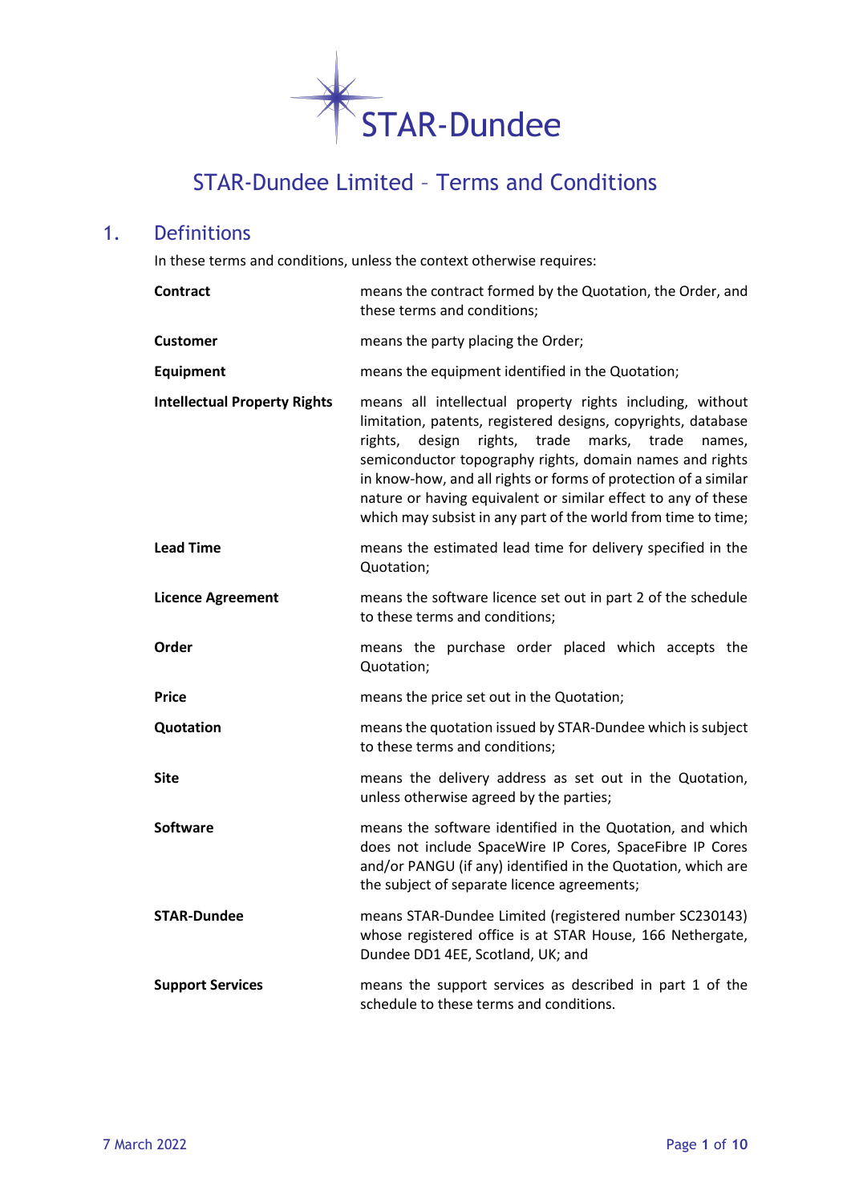STAR-Dundee

# STAR-Dundee Limited – Terms and Conditions

## 1. Definitions

In these terms and conditions, unless the context otherwise requires:

**Contract** means the contract formed by the Quotation, the Order, and these terms and conditions;

**Customer** means the party placing the Order;

**Equipment** means the equipment identified in the Quotation;

**Intellectual Property Rights** means all intellectual property rights including, without limitation, patents, registered designs, copyrights, database rights, design rights, trade marks, trade names, semiconductor topography rights, domain names and rights in know-how, and all rights or forms of protection of a similar nature or having equivalent or similar effect to any of these which may subsist in any part of the world from time to time;

**Lead Time** means the estimated lead time for delivery specified in the Quotation;

**Licence Agreement** means the software licence set out in part 2 of the schedule to these terms and conditions;

**Order** means the purchase order placed which accepts the Quotation;

**Price** means the price set out in the Quotation;

**Quotation** means the quotation issued by STAR-Dundee which is subject to these terms and conditions;

**Site** means the delivery address as set out in the Quotation, unless otherwise agreed by the parties;

**Software** means the software identified in the Quotation, and which does not include SpaceWire IP Cores, SpaceFibre IP Cores and/or PANGU (if any) identified in the Quotation, which are the subject of separate licence agreements;

**STAR-Dundee** means STAR-Dundee Limited (registered number SC230143) whose registered office is at STAR House, 166 Nethergate, Dundee DD1 4EE, Scotland, UK; and

**Support Services** means the support services as described in part 1 of the schedule to these terms and conditions.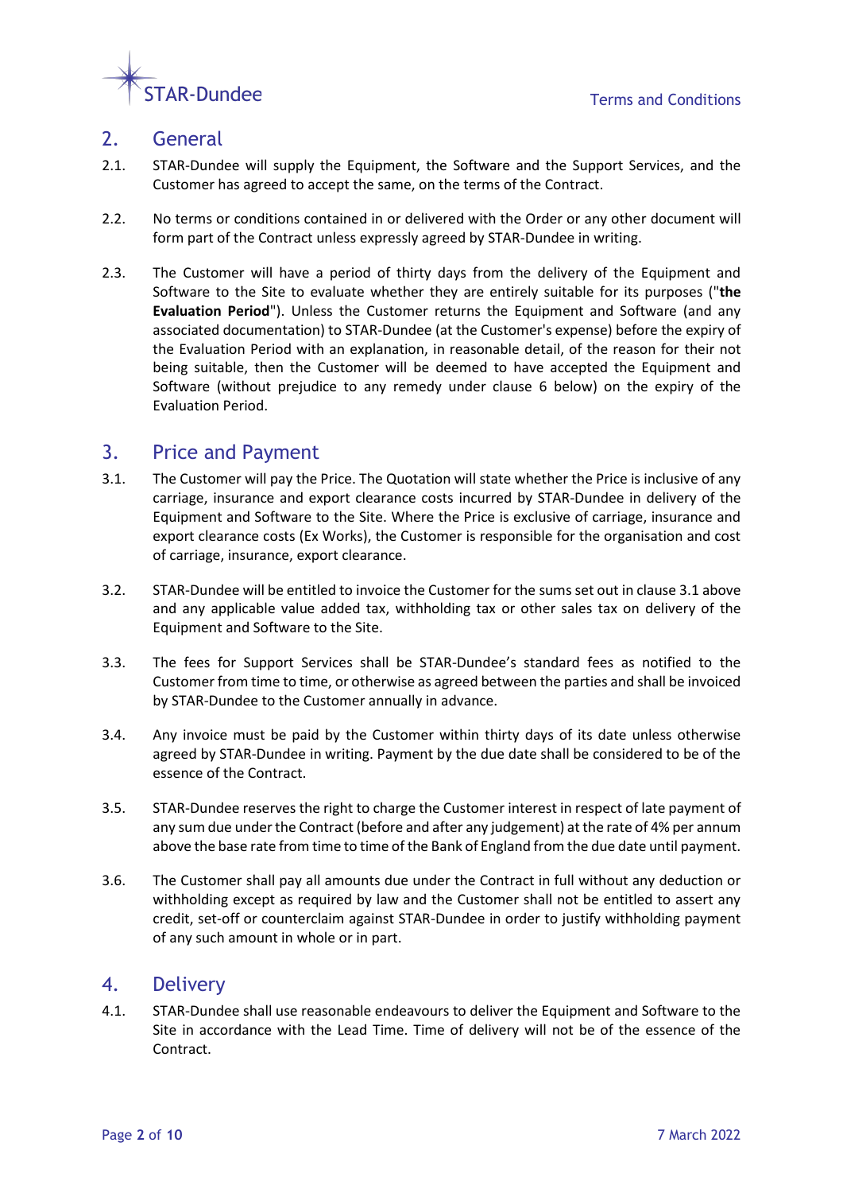## 2. General

2.1. STAR-Dundee will supply the Equipment, the Software and the Support Services, and the Customer has agreed to accept the same, on the terms of the Contract.

2.2. No terms or conditions contained in or delivered with the Order or any other document will form part of the Contract unless expressly agreed by STAR-Dundee in writing.

2.3. The Customer will have a period of thirty days from the delivery of the Equipment and Software to the Site to evaluate whether they are entirely suitable for its purposes ("**the Evaluation Period**"). Unless the Customer returns the Equipment and Software (and any associated documentation) to STAR-Dundee (at the Customer's expense) before the expiry of the Evaluation Period with an explanation, in reasonable detail, of the reason for their not being suitable, then the Customer will be deemed to have accepted the Equipment and Software (without prejudice to any remedy under clause 6 below) on the expiry of the Evaluation Period.

## 3. Price and Payment

3.1. The Customer will pay the Price. The Quotation will state whether the Price is inclusive of any carriage, insurance and export clearance costs incurred by STAR-Dundee in delivery of the Equipment and Software to the Site. Where the Price is exclusive of carriage, insurance and export clearance costs (Ex Works), the Customer is responsible for the organisation and cost of carriage, insurance, export clearance.

3.2. STAR-Dundee will be entitled to invoice the Customer for the sums set out in clause 3.1 above and any applicable value added tax, withholding tax or other sales tax on delivery of the Equipment and Software to the Site.

3.3. The fees for Support Services shall be STAR-Dundee's standard fees as notified to the Customer from time to time, or otherwise as agreed between the parties and shall be invoiced by STAR-Dundee to the Customer annually in advance.

3.4. Any invoice must be paid by the Customer within thirty days of its date unless otherwise agreed by STAR-Dundee in writing. Payment by the due date shall be considered to be of the essence of the Contract.

3.5. STAR-Dundee reserves the right to charge the Customer interest in respect of late payment of any sum due under the Contract (before and after any judgement) at the rate of 4% per annum above the base rate from time to time of the Bank of England from the due date until payment.

3.6. The Customer shall pay all amounts due under the Contract in full without any deduction or withholding except as required by law and the Customer shall not be entitled to assert any credit, set-off or counterclaim against STAR-Dundee in order to justify withholding payment of any such amount in whole or in part.

## 4. Delivery

4.1. STAR-Dundee shall use reasonable endeavours to deliver the Equipment and Software to the Site in accordance with the Lead Time. Time of delivery will not be of the essence of the Contract.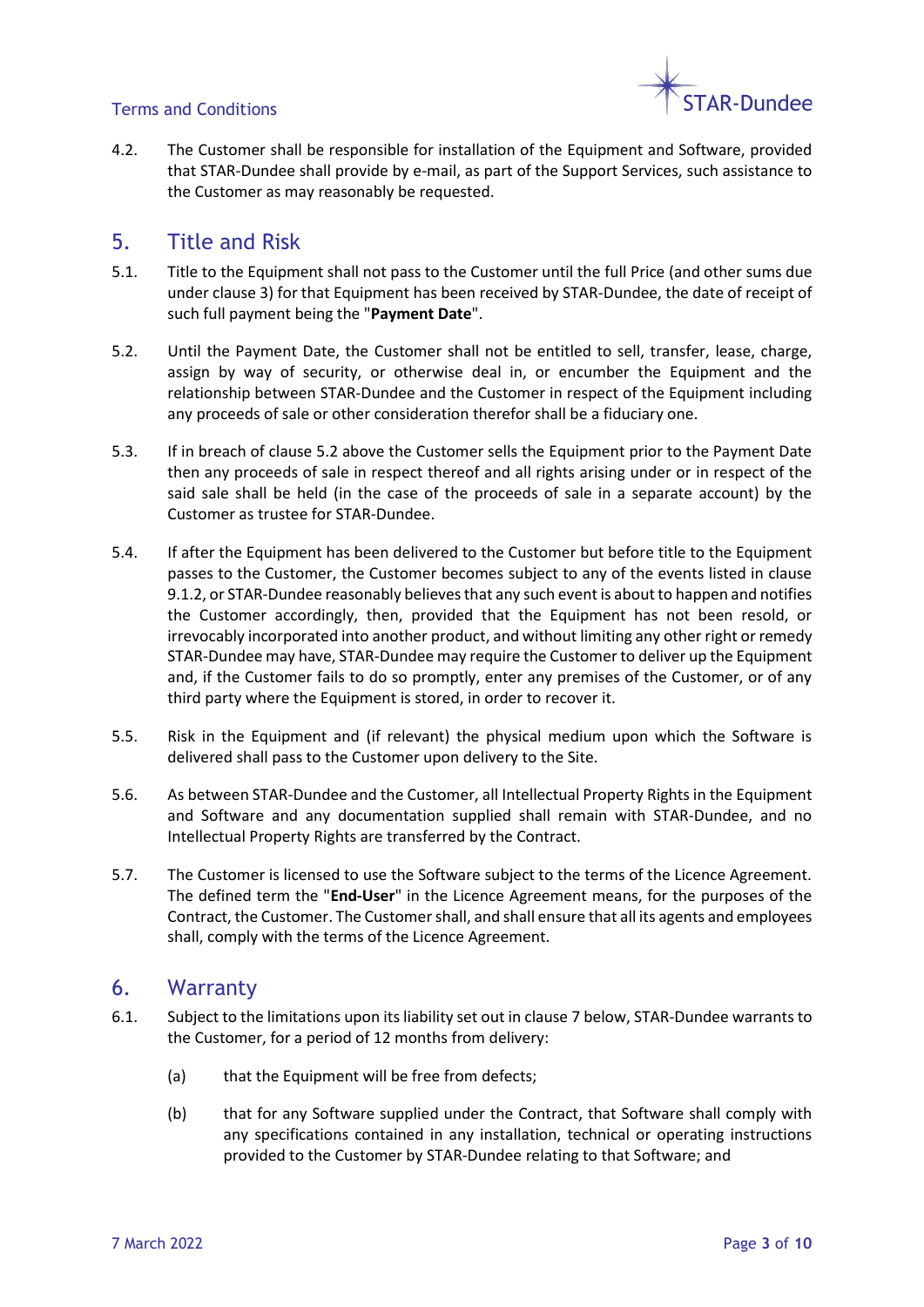4.2. The Customer shall be responsible for installation of the Equipment and Software, provided that STAR-Dundee shall provide by e-mail, as part of the Support Services, such assistance to the Customer as may reasonably be requested.

## 5. Title and Risk

5.1. Title to the Equipment shall not pass to the Customer until the full Price (and other sums due under clause 3) for that Equipment has been received by STAR-Dundee, the date of receipt of such full payment being the "**Payment Date**".

5.2. Until the Payment Date, the Customer shall not be entitled to sell, transfer, lease, charge, assign by way of security, or otherwise deal in, or encumber the Equipment and the relationship between STAR-Dundee and the Customer in respect of the Equipment including any proceeds of sale or other consideration therefor shall be a fiduciary one.

5.3. If in breach of clause 5.2 above the Customer sells the Equipment prior to the Payment Date then any proceeds of sale in respect thereof and all rights arising under or in respect of the said sale shall be held (in the case of the proceeds of sale in a separate account) by the Customer as trustee for STAR-Dundee.

5.4. If after the Equipment has been delivered to the Customer but before title to the Equipment passes to the Customer, the Customer becomes subject to any of the events listed in clause 9.1.2, or STAR-Dundee reasonably believes that any such event is about to happen and notifies the Customer accordingly, then, provided that the Equipment has not been resold, or irrevocably incorporated into another product, and without limiting any other right or remedy STAR-Dundee may have, STAR-Dundee may require the Customer to deliver up the Equipment and, if the Customer fails to do so promptly, enter any premises of the Customer, or of any third party where the Equipment is stored, in order to recover it.

5.5. Risk in the Equipment and (if relevant) the physical medium upon which the Software is delivered shall pass to the Customer upon delivery to the Site.

5.6. As between STAR-Dundee and the Customer, all Intellectual Property Rights in the Equipment and Software and any documentation supplied shall remain with STAR-Dundee, and no Intellectual Property Rights are transferred by the Contract.

5.7. The Customer is licensed to use the Software subject to the terms of the Licence Agreement. The defined term the "**End-User**" in the Licence Agreement means, for the purposes of the Contract, the Customer. The Customer shall, and shall ensure that all its agents and employees shall, comply with the terms of the Licence Agreement.

## 6. Warranty

6.1. Subject to the limitations upon its liability set out in clause 7 below, STAR-Dundee warrants to the Customer, for a period of 12 months from delivery:

(a) that the Equipment will be free from defects;

(b) that for any Software supplied under the Contract, that Software shall comply with any specifications contained in any installation, technical or operating instructions provided to the Customer by STAR-Dundee relating to that Software; and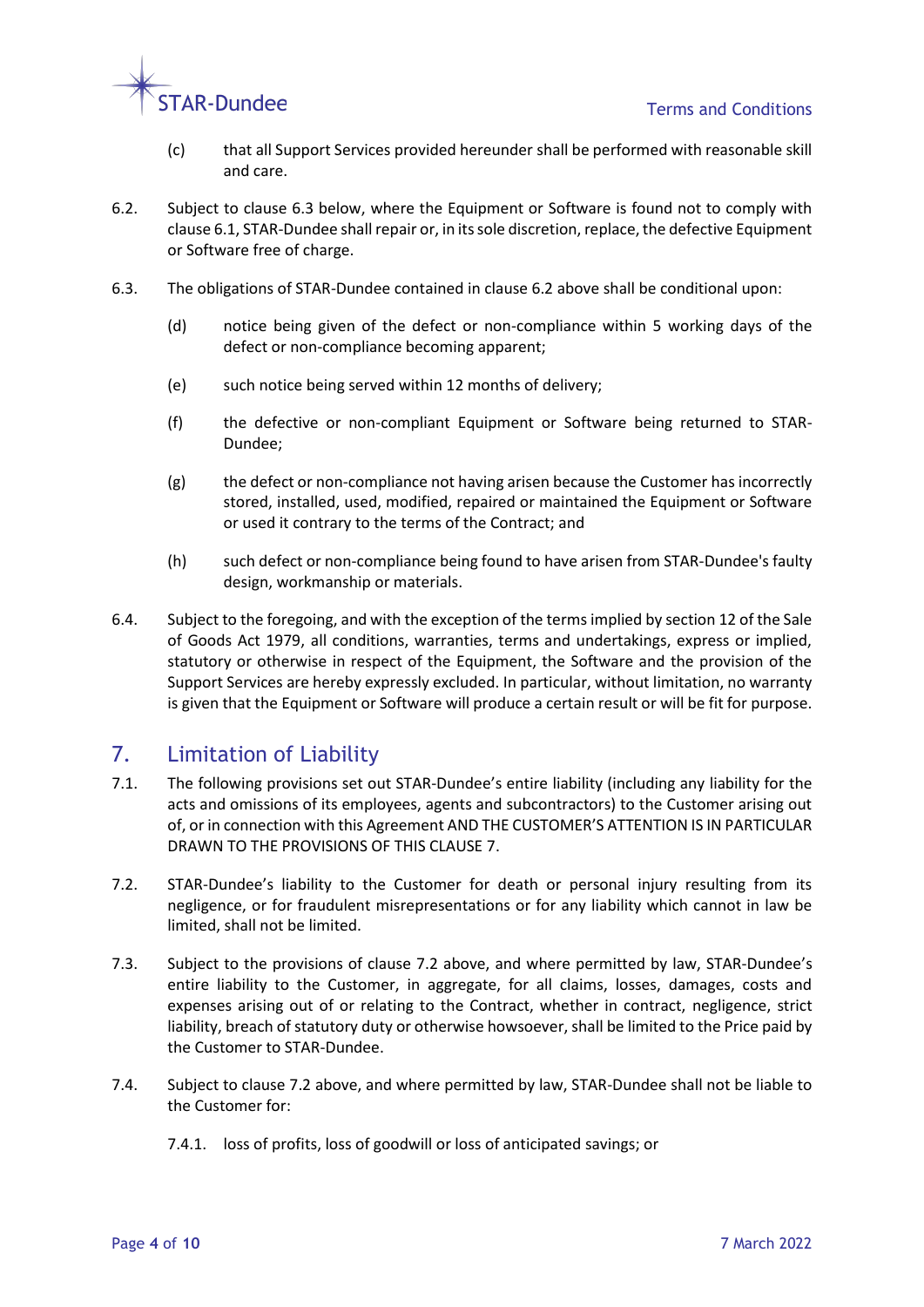(c) that all Support Services provided hereunder shall be performed with reasonable skill and care.

6.2. Subject to clause 6.3 below, where the Equipment or Software is found not to comply with clause 6.1, STAR-Dundee shall repair or, in its sole discretion, replace, the defective Equipment or Software free of charge.

6.3. The obligations of STAR-Dundee contained in clause 6.2 above shall be conditional upon:

(d) notice being given of the defect or non-compliance within 5 working days of the defect or non-compliance becoming apparent;

(e) such notice being served within 12 months of delivery;

(f) the defective or non-compliant Equipment or Software being returned to STAR-Dundee;

(g) the defect or non-compliance not having arisen because the Customer has incorrectly stored, installed, used, modified, repaired or maintained the Equipment or Software or used it contrary to the terms of the Contract; and

(h) such defect or non-compliance being found to have arisen from STAR-Dundee's faulty design, workmanship or materials.

6.4. Subject to the foregoing, and with the exception of the terms implied by section 12 of the Sale of Goods Act 1979, all conditions, warranties, terms and undertakings, express or implied, statutory or otherwise in respect of the Equipment, the Software and the provision of the Support Services are hereby expressly excluded. In particular, without limitation, no warranty is given that the Equipment or Software will produce a certain result or will be fit for purpose.

## 7. Limitation of Liability

7.1. The following provisions set out STAR-Dundee's entire liability (including any liability for the acts and omissions of its employees, agents and subcontractors) to the Customer arising out of, or in connection with this Agreement AND THE CUSTOMER'S ATTENTION IS IN PARTICULAR DRAWN TO THE PROVISIONS OF THIS CLAUSE 7.

7.2. STAR-Dundee's liability to the Customer for death or personal injury resulting from its negligence, or for fraudulent misrepresentations or for any liability which cannot in law be limited, shall not be limited.

7.3. Subject to the provisions of clause 7.2 above, and where permitted by law, STAR-Dundee's entire liability to the Customer, in aggregate, for all claims, losses, damages, costs and expenses arising out of or relating to the Contract, whether in contract, negligence, strict liability, breach of statutory duty or otherwise howsoever, shall be limited to the Price paid by the Customer to STAR-Dundee.

7.4. Subject to clause 7.2 above, and where permitted by law, STAR-Dundee shall not be liable to the Customer for:

7.4.1. loss of profits, loss of goodwill or loss of anticipated savings; or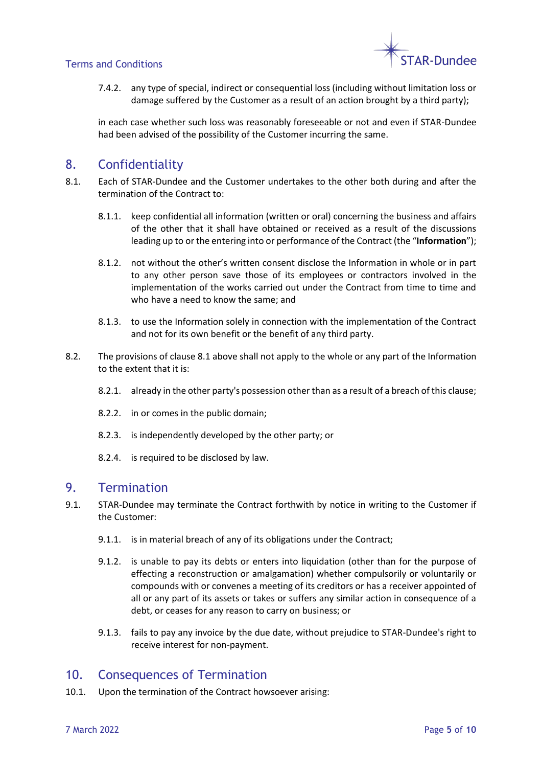7.4.2. any type of special, indirect or consequential loss (including without limitation loss or damage suffered by the Customer as a result of an action brought by a third party);

in each case whether such loss was reasonably foreseeable or not and even if STAR-Dundee had been advised of the possibility of the Customer incurring the same.

## 8. Confidentiality

8.1. Each of STAR-Dundee and the Customer undertakes to the other both during and after the termination of the Contract to:

8.1.1. keep confidential all information (written or oral) concerning the business and affairs of the other that it shall have obtained or received as a result of the discussions leading up to or the entering into or performance of the Contract (the "**Information**");

8.1.2. not without the other's written consent disclose the Information in whole or in part to any other person save those of its employees or contractors involved in the implementation of the works carried out under the Contract from time to time and who have a need to know the same; and

8.1.3. to use the Information solely in connection with the implementation of the Contract and not for its own benefit or the benefit of any third party.

8.2. The provisions of clause 8.1 above shall not apply to the whole or any part of the Information to the extent that it is:

8.2.1. already in the other party's possession other than as a result of a breach of this clause;

8.2.2. in or comes in the public domain;

8.2.3. is independently developed by the other party; or

8.2.4. is required to be disclosed by law.

## 9. Termination

9.1. STAR-Dundee may terminate the Contract forthwith by notice in writing to the Customer if the Customer:

9.1.1. is in material breach of any of its obligations under the Contract;

9.1.2. is unable to pay its debts or enters into liquidation (other than for the purpose of effecting a reconstruction or amalgamation) whether compulsorily or voluntarily or compounds with or convenes a meeting of its creditors or has a receiver appointed of all or any part of its assets or takes or suffers any similar action in consequence of a debt, or ceases for any reason to carry on business; or

9.1.3. fails to pay any invoice by the due date, without prejudice to STAR-Dundee's right to receive interest for non-payment.

## 10. Consequences of Termination

10.1. Upon the termination of the Contract howsoever arising: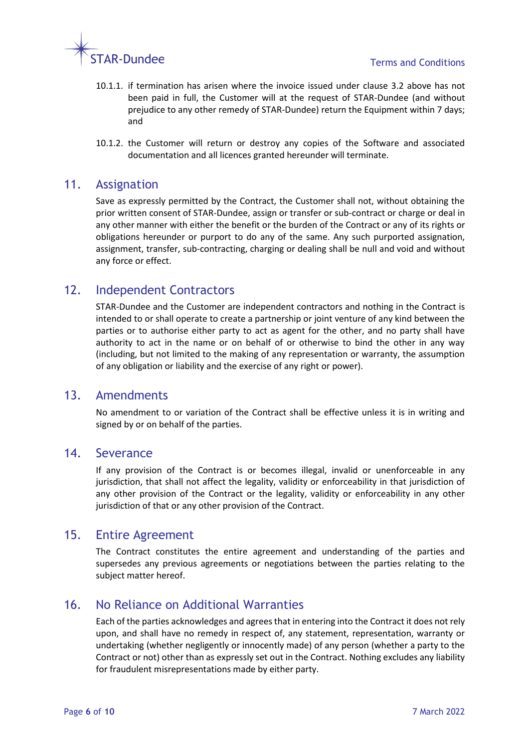10.1.1. if termination has arisen where the invoice issued under clause 3.2 above has not been paid in full, the Customer will at the request of STAR-Dundee (and without prejudice to any other remedy of STAR-Dundee) return the Equipment within 7 days; and

10.1.2. the Customer will return or destroy any copies of the Software and associated documentation and all licences granted hereunder will terminate.

## 11. Assignation

Save as expressly permitted by the Contract, the Customer shall not, without obtaining the prior written consent of STAR-Dundee, assign or transfer or sub-contract or charge or deal in any other manner with either the benefit or the burden of the Contract or any of its rights or obligations hereunder or purport to do any of the same. Any such purported assignation, assignment, transfer, sub-contracting, charging or dealing shall be null and void and without any force or effect.

## 12. Independent Contractors

STAR-Dundee and the Customer are independent contractors and nothing in the Contract is intended to or shall operate to create a partnership or joint venture of any kind between the parties or to authorise either party to act as agent for the other, and no party shall have authority to act in the name or on behalf of or otherwise to bind the other in any way (including, but not limited to the making of any representation or warranty, the assumption of any obligation or liability and the exercise of any right or power).

## 13. Amendments

No amendment to or variation of the Contract shall be effective unless it is in writing and signed by or on behalf of the parties.

## 14. Severance

If any provision of the Contract is or becomes illegal, invalid or unenforceable in any jurisdiction, that shall not affect the legality, validity or enforceability in that jurisdiction of any other provision of the Contract or the legality, validity or enforceability in any other jurisdiction of that or any other provision of the Contract.

## 15. Entire Agreement

The Contract constitutes the entire agreement and understanding of the parties and supersedes any previous agreements or negotiations between the parties relating to the subject matter hereof.

## 16. No Reliance on Additional Warranties

Each of the parties acknowledges and agrees that in entering into the Contract it does not rely upon, and shall have no remedy in respect of, any statement, representation, warranty or undertaking (whether negligently or innocently made) of any person (whether a party to the Contract or not) other than as expressly set out in the Contract. Nothing excludes any liability for fraudulent misrepresentations made by either party.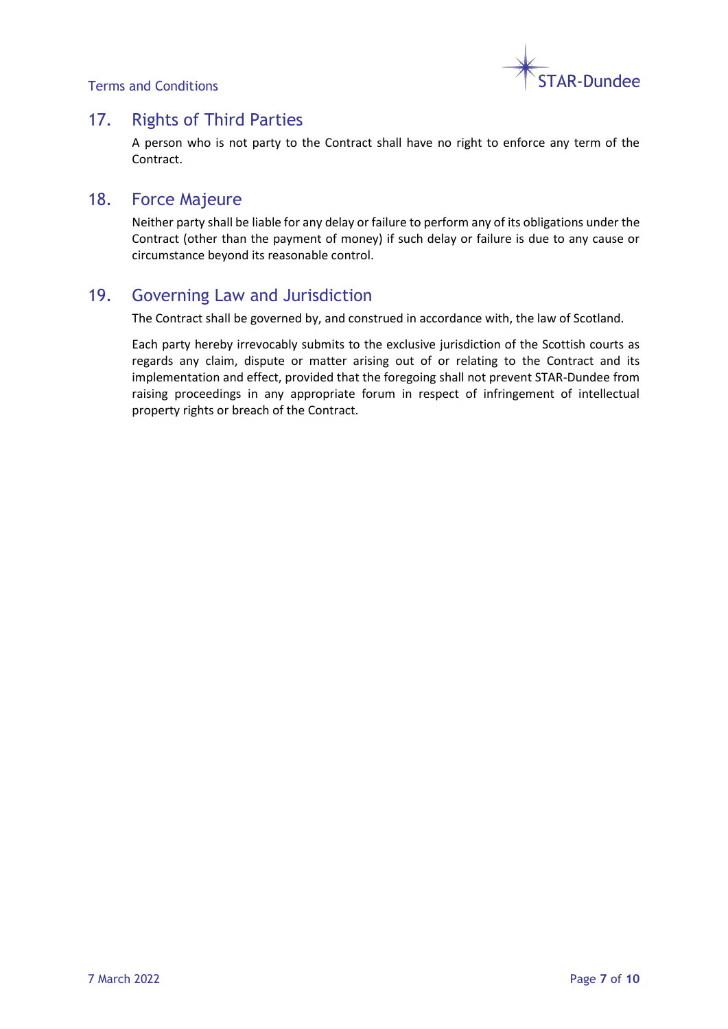## 17. Rights of Third Parties

A person who is not party to the Contract shall have no right to enforce any term of the Contract.

## 18. Force Majeure

Neither party shall be liable for any delay or failure to perform any of its obligations under the Contract (other than the payment of money) if such delay or failure is due to any cause or circumstance beyond its reasonable control.

## 19. Governing Law and Jurisdiction

The Contract shall be governed by, and construed in accordance with, the law of Scotland.

Each party hereby irrevocably submits to the exclusive jurisdiction of the Scottish courts as regards any claim, dispute or matter arising out of or relating to the Contract and its implementation and effect, provided that the foregoing shall not prevent STAR-Dundee from raising proceedings in any appropriate forum in respect of infringement of intellectual property rights or breach of the Contract.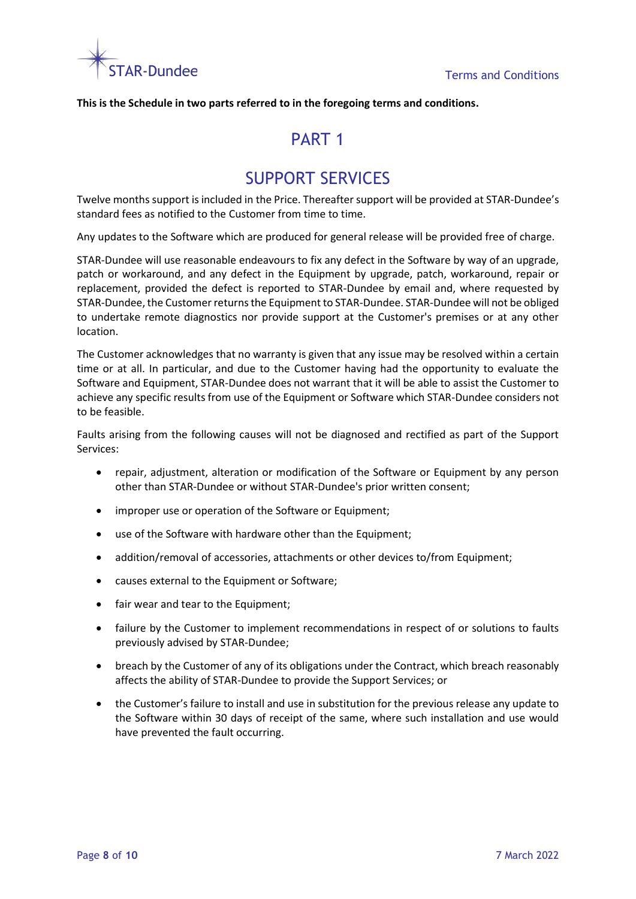**This is the Schedule in two parts referred to in the foregoing terms and conditions.**

# PART 1

# SUPPORT SERVICES

Twelve months support is included in the Price. Thereafter support will be provided at STAR-Dundee's standard fees as notified to the Customer from time to time.

Any updates to the Software which are produced for general release will be provided free of charge.

STAR-Dundee will use reasonable endeavours to fix any defect in the Software by way of an upgrade, patch or workaround, and any defect in the Equipment by upgrade, patch, workaround, repair or replacement, provided the defect is reported to STAR-Dundee by email and, where requested by STAR-Dundee, the Customer returns the Equipment to STAR-Dundee. STAR-Dundee will not be obliged to undertake remote diagnostics nor provide support at the Customer's premises or at any other location.

The Customer acknowledges that no warranty is given that any issue may be resolved within a certain time or at all. In particular, and due to the Customer having had the opportunity to evaluate the Software and Equipment, STAR-Dundee does not warrant that it will be able to assist the Customer to achieve any specific results from use of the Equipment or Software which STAR-Dundee considers not to be feasible.

Faults arising from the following causes will not be diagnosed and rectified as part of the Support Services:

- repair, adjustment, alteration or modification of the Software or Equipment by any person other than STAR-Dundee or without STAR-Dundee's prior written consent;
- improper use or operation of the Software or Equipment;
- use of the Software with hardware other than the Equipment;
- addition/removal of accessories, attachments or other devices to/from Equipment;
- causes external to the Equipment or Software;
- fair wear and tear to the Equipment;
- failure by the Customer to implement recommendations in respect of or solutions to faults previously advised by STAR-Dundee;
- breach by the Customer of any of its obligations under the Contract, which breach reasonably affects the ability of STAR-Dundee to provide the Support Services; or
- the Customer's failure to install and use in substitution for the previous release any update to the Software within 30 days of receipt of the same, where such installation and use would have prevented the fault occurring.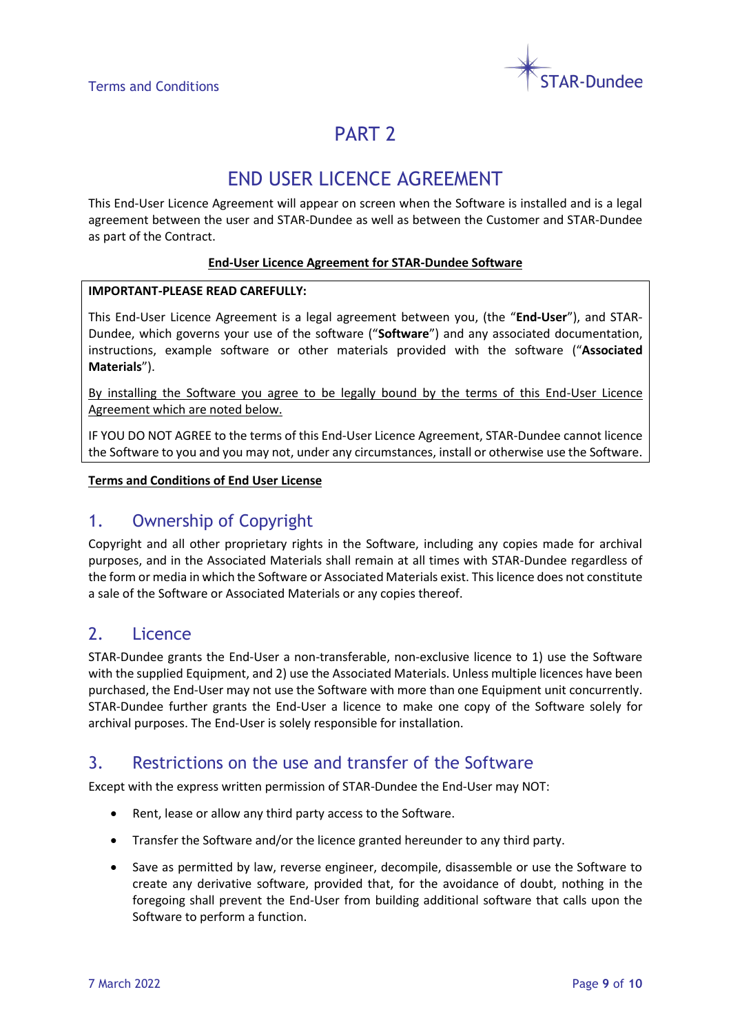# PART 2

# END USER LICENCE AGREEMENT

This End-User Licence Agreement will appear on screen when the Software is installed and is a legal agreement between the user and STAR-Dundee as well as between the Customer and STAR-Dundee as part of the Contract.

**End-User Licence Agreement for STAR-Dundee Software**

**IMPORTANT-PLEASE READ CAREFULLY:**

This End-User Licence Agreement is a legal agreement between you, (the "**End-User**"), and STAR-Dundee, which governs your use of the software ("**Software**") and any associated documentation, instructions, example software or other materials provided with the software ("**Associated Materials**").

By installing the Software you agree to be legally bound by the terms of this End-User Licence Agreement which are noted below.

IF YOU DO NOT AGREE to the terms of this End-User Licence Agreement, STAR-Dundee cannot licence the Software to you and you may not, under any circumstances, install or otherwise use the Software.

**Terms and Conditions of End User License**

## 1. Ownership of Copyright

Copyright and all other proprietary rights in the Software, including any copies made for archival purposes, and in the Associated Materials shall remain at all times with STAR-Dundee regardless of the form or media in which the Software or Associated Materials exist. This licence does not constitute a sale of the Software or Associated Materials or any copies thereof.

## 2. Licence

STAR-Dundee grants the End-User a non-transferable, non-exclusive licence to 1) use the Software with the supplied Equipment, and 2) use the Associated Materials. Unless multiple licences have been purchased, the End-User may not use the Software with more than one Equipment unit concurrently. STAR-Dundee further grants the End-User a licence to make one copy of the Software solely for archival purposes. The End-User is solely responsible for installation.

## 3. Restrictions on the use and transfer of the Software

Except with the express written permission of STAR-Dundee the End-User may NOT:

- Rent, lease or allow any third party access to the Software.
- Transfer the Software and/or the licence granted hereunder to any third party.
- Save as permitted by law, reverse engineer, decompile, disassemble or use the Software to create any derivative software, provided that, for the avoidance of doubt, nothing in the foregoing shall prevent the End-User from building additional software that calls upon the Software to perform a function.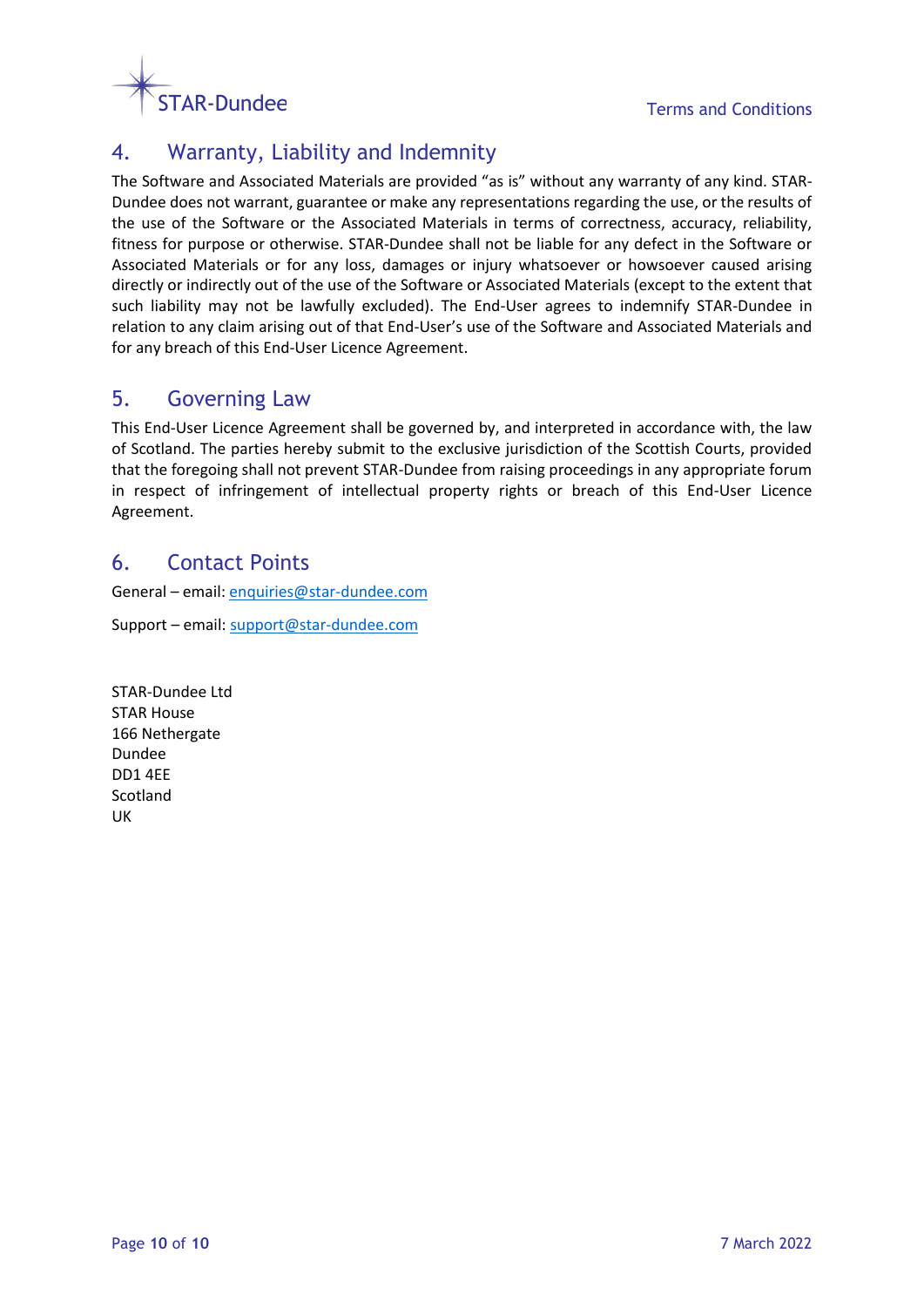## 4. Warranty, Liability and Indemnity

The Software and Associated Materials are provided “as is” without any warranty of any kind. STAR-Dundee does not warrant, guarantee or make any representations regarding the use, or the results of the use of the Software or the Associated Materials in terms of correctness, accuracy, reliability, fitness for purpose or otherwise. STAR-Dundee shall not be liable for any defect in the Software or Associated Materials or for any loss, damages or injury whatsoever or howsoever caused arising directly or indirectly out of the use of the Software or Associated Materials (except to the extent that such liability may not be lawfully excluded). The End-User agrees to indemnify STAR-Dundee in relation to any claim arising out of that End-User’s use of the Software and Associated Materials and for any breach of this End-User Licence Agreement.

## 5. Governing Law

This End-User Licence Agreement shall be governed by, and interpreted in accordance with, the law of Scotland. The parties hereby submit to the exclusive jurisdiction of the Scottish Courts, provided that the foregoing shall not prevent STAR-Dundee from raising proceedings in any appropriate forum in respect of infringement of intellectual property rights or breach of this End-User Licence Agreement.

## 6. Contact Points

General – email: enquiries@star-dundee.com

Support – email: support@star-dundee.com

STAR-Dundee Ltd
STAR House
166 Nethergate
Dundee
DD1 4EE
Scotland
UK